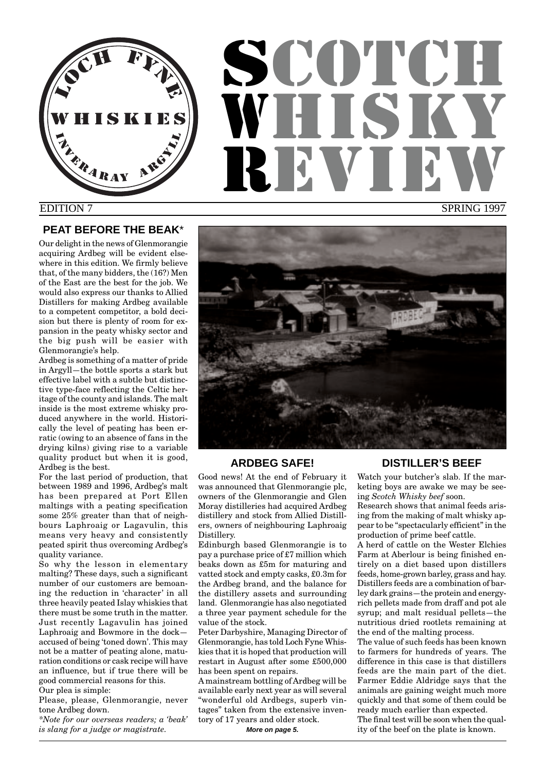# SCOTCH WHISKY REVIEW

LOCH FYNE WHISKIES INVERARAY ARGYLL

EDITION 7 SPRING 1997

## PEAT BEFORE THE BEAK*

Our delight in the news of Glenmorangie acquiring Ardbeg will be evident elsewhere in this edition. We firmly believe that, of the many bidders, the (16?) Men of the East are the best for the job. We would also express our thanks to Allied Distillers for making Ardbeg available to a competent competitor, a bold decision but there is plenty of room for expansion in the peaty whisky sector and the big push will be easier with Glenmorangie's help.

Ardbeg is something of a matter of pride in Argyll—the bottle sports a stark but effective label with a subtle but distinctive type-face reflecting the Celtic heritage of the county and islands. The malt inside is the most extreme whisky produced anywhere in the world. Historically the level of peating has been erratic (owing to an absence of fans in the drying kilns) giving rise to a variable quality product but when it is good, Ardbeg is the best.

For the last period of production, that between 1989 and 1996, Ardbeg's malt has been prepared at Port Ellen maltings with a peating specification some 25% greater than that of neighbours Laphroaig or Lagavulin, this means very heavy and consistently peated spirit thus overcoming Ardbeg's quality variance.

So why the lesson in elementary malting? These days, such a significant number of our customers are bemoaning the reduction in 'character' in all three heavily peated Islay whiskies that there must be some truth in the matter. Just recently Lagavulin has joined Laphroaig and Bowmore in the dock—accused of being 'toned down'. This may not be a matter of peating alone, maturation conditions or cask recipe will have an influence, but if true there will be good commercial reasons for this.

Our plea is simple:

Please, please, Glenmorangie, never tone Ardbeg down.

*\*Note for our overseas readers; a 'beak' is slang for a judge or magistrate.*

## ARDBEG SAFE!

Good news! At the end of February it was announced that Glenmorangie plc, owners of the Glenmorangie and Glen Moray distilleries had acquired Ardbeg distillery and stock from Allied Distillers, owners of neighbouring Laphroaig Distillery.

Edinburgh based Glenmorangie is to pay a purchase price of £7 million which beaks down as £5m for maturing and vatted stock and empty casks, £0.3m for the Ardbeg brand, and the balance for the distillery assets and surrounding land. Glenmorangie has also negotiated a three year payment schedule for the value of the stock.

Peter Darbyshire, Managing Director of Glenmorangie, has told Loch Fyne Whiskies that it is hoped that production will restart in August after some £500,000 has been spent on repairs.

A mainstream bottling of Ardbeg will be available early next year as will several "wonderful old Ardbegs, superb vintages" taken from the extensive inventory of 17 years and older stock.

**More on page 5.**

## DISTILLER'S BEEF

Watch your butcher's slab. If the marketing boys are awake we may be seeing *Scotch Whisky beef* soon.

Research shows that animal feeds arising from the making of malt whisky appear to be "spectacularly efficient" in the production of prime beef cattle.

A herd of cattle on the Wester Elchies Farm at Aberlour is being finished entirely on a diet based upon distillers feeds, home-grown barley, grass and hay. Distillers feeds are a combination of barley dark grains—the protein and energy-rich pellets made from draff and pot ale syrup; and malt residual pellets—the nutritious dried rootlets remaining at the end of the malting process.

The value of such feeds has been known to farmers for hundreds of years. The difference in this case is that distillers feeds are the main part of the diet. Farmer Eddie Aldridge says that the animals are gaining weight much more quickly and that some of them could be ready much earlier than expected.

The final test will be soon when the quality of the beef on the plate is known.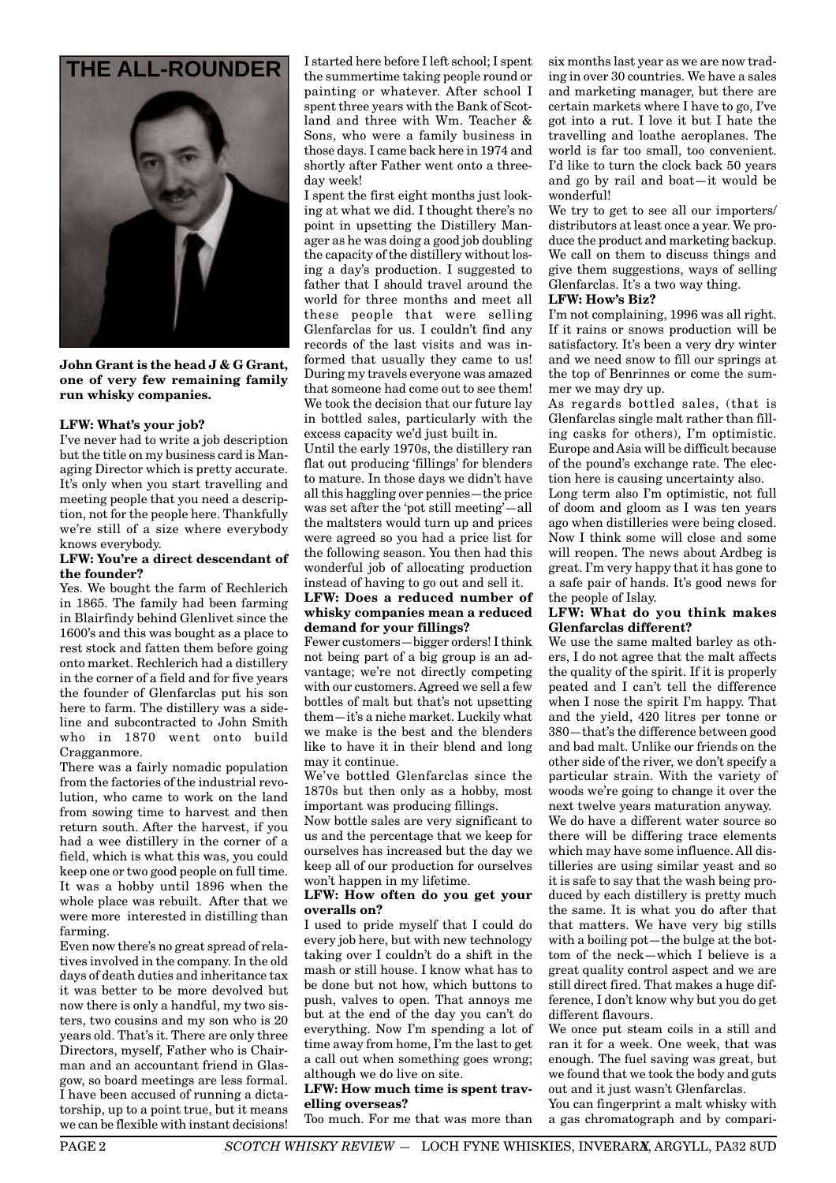# THE ALL-ROUNDER

**John Grant is the head J & G Grant, one of very few remaining family run whisky companies.**

**LFW: What's your job?**

I've never had to write a job description but the title on my business card is Managing Director which is pretty accurate. It's only when you start travelling and meeting people that you need a description, not for the people here. Thankfully we're still of a size where everybody knows everybody.

**LFW: You're a direct descendant of the founder?**

Yes. We bought the farm of Rechlerich in 1865. The family had been farming in Blairfindy behind Glenlivet since the 1600's and this was bought as a place to rest stock and fatten them before going onto market. Rechlerich had a distillery in the corner of a field and for five years the founder of Glenfarclas put his son here to farm. The distillery was a sideline and subcontracted to John Smith who in 1870 went onto build Cragganmore.

There was a fairly nomadic population from the factories of the industrial revolution, who came to work on the land from sowing time to harvest and then return south. After the harvest, if you had a wee distillery in the corner of a field, which is what this was, you could keep one or two good people on full time. It was a hobby until 1896 when the whole place was rebuilt. After that we were more interested in distilling than farming.

Even now there's no great spread of relatives involved in the company. In the old days of death duties and inheritance tax it was better to be more devolved but now there is only a handful, my two sisters, two cousins and my son who is 20 years old. That's it. There are only three Directors, myself, Father who is Chairman and an accountant friend in Glasgow, so board meetings are less formal. I have been accused of running a dictatorship, up to a point true, but it means we can be flexible with instant decisions! I started here before I left school; I spent the summertime taking people round or painting or whatever. After school I spent three years with the Bank of Scotland and three with Wm. Teacher & Sons, who were a family business in those days. I came back here in 1974 and shortly after Father went onto a three-day week!

I spent the first eight months just looking at what we did. I thought there's no point in upsetting the Distillery Manager as he was doing a good job doubling the capacity of the distillery without losing a day's production. I suggested to father that I should travel around the world for three months and meet all these people that were selling Glenfarclas for us. I couldn't find any records of the last visits and was informed that usually they came to us! During my travels everyone was amazed that someone had come out to see them! We took the decision that our future lay in bottled sales, particularly with the excess capacity we'd just built in.

Until the early 1970s, the distillery ran flat out producing 'fillings' for blenders to mature. In those days we didn't have all this haggling over pennies—the price was set after the 'pot still meeting'—all the maltsters would turn up and prices were agreed so you had a price list for the following season. You then had this wonderful job of allocating production instead of having to go out and sell it.

**LFW: Does a reduced number of whisky companies mean a reduced demand for your fillings?**

Fewer customers—bigger orders! I think not being part of a big group is an advantage; we're not directly competing with our customers. Agreed we sell a few bottles of malt but that's not upsetting them—it's a niche market. Luckily what we make is the best and the blenders like to have it in their blend and long may it continue.

We've bottled Glenfarclas since the 1870s but then only as a hobby, most important was producing fillings.

Now bottle sales are very significant to us and the percentage that we keep for ourselves has increased but the day we keep all of our production for ourselves won't happen in my lifetime.

**LFW: How often do you get your overalls on?**

I used to pride myself that I could do every job here, but with new technology taking over I couldn't do a shift in the mash or still house. I know what has to be done but not how, which buttons to push, valves to open. That annoys me but at the end of the day you can't do everything. Now I'm spending a lot of time away from home, I'm the last to get a call out when something goes wrong; although we do live on site.

**LFW: How much time is spent travelling overseas?**

Too much. For me that was more than six months last year as we are now trading in over 30 countries. We have a sales and marketing manager, but there are certain markets where I have to go, I've got into a rut. I love it but I hate the travelling and loathe aeroplanes. The world is far too small, too convenient. I'd like to turn the clock back 50 years and go by rail and boat—it would be wonderful!

We try to get to see all our importers/distributors at least once a year. We produce the product and marketing backup. We call on them to discuss things and give them suggestions, ways of selling Glenfarclas. It's a two way thing.

**LFW: How's Biz?**

I'm not complaining, 1996 was all right. If it rains or snows production will be satisfactory. It's been a very dry winter and we need snow to fill our springs at the top of Benrinnes or come the summer we may dry up.

As regards bottled sales, (that is Glenfarclas single malt rather than filling casks for others), I'm optimistic. Europe and Asia will be difficult because of the pound's exchange rate. The election here is causing uncertainty also.

Long term also I'm optimistic, not full of doom and gloom as I was ten years ago when distilleries were being closed. Now I think some will close and some will reopen. The news about Ardbeg is great. I'm very happy that it has gone to a safe pair of hands. It's good news for the people of Islay.

**LFW: What do you think makes Glenfarclas different?**

We use the same malted barley as others, I do not agree that the malt affects the quality of the spirit. If it is properly peated and I can't tell the difference when I nose the spirit I'm happy. That and the yield, 420 litres per tonne or 380—that's the difference between good and bad malt. Unlike our friends on the other side of the river, we don't specify a particular strain. With the variety of woods we're going to change it over the next twelve years maturation anyway.

We do have a different water source so there will be differing trace elements which may have some influence. All distilleries are using similar yeast and so it is safe to say that the wash being produced by each distillery is pretty much the same. It is what you do after that that matters. We have very big stills with a boiling pot—the bulge at the bottom of the neck—which I believe is a great quality control aspect and we are still direct fired. That makes a huge difference, I don't know why but you do get different flavours.

We once put steam coils in a still and ran it for a week. One week, that was enough. The fuel saving was great, but we found that we took the body and guts out and it just wasn't Glenfarclas.

You can fingerprint a malt whisky with a gas chromatograph and by compari-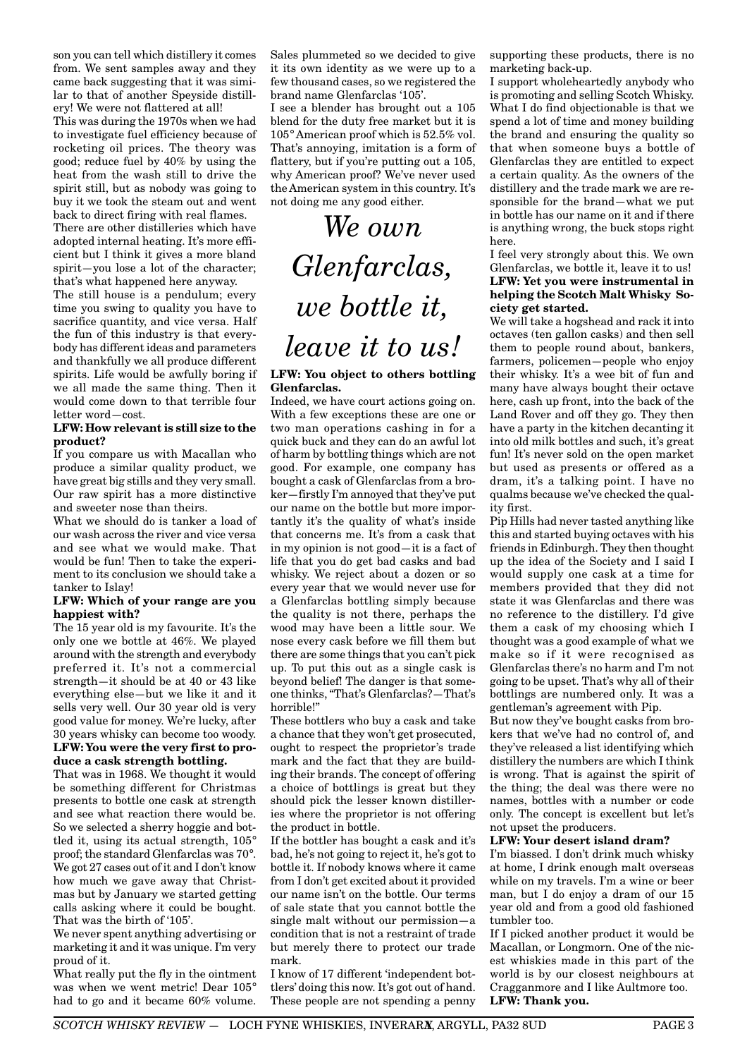son you can tell which distillery it comes from. We sent samples away and they came back suggesting that it was similar to that of another Speyside distillery! We were not flattered at all!

This was during the 1970s when we had to investigate fuel efficiency because of rocketing oil prices. The theory was good; reduce fuel by 40% by using the heat from the wash still to drive the spirit still, but as nobody was going to buy it we took the steam out and went back to direct firing with real flames.

There are other distilleries which have adopted internal heating. It's more efficient but I think it gives a more bland spirit—you lose a lot of the character; that's what happened here anyway.

The still house is a pendulum; every time you swing to quality you have to sacrifice quantity, and vice versa. Half the fun of this industry is that everybody has different ideas and parameters and thankfully we all produce different spirits. Life would be awfully boring if we all made the same thing. Then it would come down to that terrible four letter word—cost.

**LFW: How relevant is still size to the product?**

If you compare us with Macallan who produce a similar quality product, we have great big stills and they very small. Our raw spirit has a more distinctive and sweeter nose than theirs.

What we should do is tanker a load of our wash across the river and vice versa and see what we would make. That would be fun! Then to take the experiment to its conclusion we should take a tanker to Islay!

**LFW: Which of your range are you happiest with?**

The 15 year old is my favourite. It's the only one we bottle at 46%. We played around with the strength and everybody preferred it. It's not a commercial strength—it should be at 40 or 43 like everything else—but we like it and it sells very well. Our 30 year old is very good value for money. We're lucky, after 30 years whisky can become too woody.

**LFW: You were the very first to produce a cask strength bottling.**

That was in 1968. We thought it would be something different for Christmas presents to bottle one cask at strength and see what reaction there would be. So we selected a sherry hoggie and bottled it, using its actual strength, 105° proof; the standard Glenfarclas was 70°. We got 27 cases out of it and I don't know how much we gave away that Christmas but by January we started getting calls asking where it could be bought. That was the birth of '105'.

We never spent anything advertising or marketing it and it was unique. I'm very proud of it.

What really put the fly in the ointment was when we went metric! Dear 105° had to go and it became 60% volume. Sales plummeted so we decided to give it its own identity as we were up to a few thousand cases, so we registered the brand name Glenfarclas '105'.

I see a blender has brought out a 105 blend for the duty free market but it is 105° American proof which is 52.5% vol. That's annoying, imitation is a form of flattery, but if you're putting out a 105, why American proof? We've never used the American system in this country. It's not doing me any good either.

*We own Glenfarclas, we bottle it, leave it to us!*

**LFW: You object to others bottling Glenfarclas.**

Indeed, we have court actions going on. With a few exceptions these are one or two man operations cashing in for a quick buck and they can do an awful lot of harm by bottling things which are not good. For example, one company has bought a cask of Glenfarclas from a broker—firstly I'm annoyed that they've put our name on the bottle but more importantly it's the quality of what's inside that concerns me. It's from a cask that in my opinion is not good—it is a fact of life that you do get bad casks and bad whisky. We reject about a dozen or so every year that we would never use for a Glenfarclas bottling simply because the quality is not there, perhaps the wood may have been a little sour. We nose every cask before we fill them but there are some things that you can't pick up. To put this out as a single cask is beyond belief! The danger is that someone thinks, "That's Glenfarclas?—That's horrible!"

These bottlers who buy a cask and take a chance that they won't get prosecuted, ought to respect the proprietor's trade mark and the fact that they are building their brands. The concept of offering a choice of bottlings is great but they should pick the lesser known distilleries where the proprietor is not offering the product in bottle.

If the bottler has bought a cask and it's bad, he's not going to reject it, he's got to bottle it. If nobody knows where it came from I don't get excited about it provided our name isn't on the bottle. Our terms of sale state that you cannot bottle the single malt without our permission—a condition that is not a restraint of trade but merely there to protect our trade mark.

I know of 17 different 'independent bottlers' doing this now. It's got out of hand. These people are not spending a penny supporting these products, there is no marketing back-up.

I support wholeheartedly anybody who is promoting and selling Scotch Whisky. What I do find objectionable is that we spend a lot of time and money building the brand and ensuring the quality so that when someone buys a bottle of Glenfarclas they are entitled to expect a certain quality. As the owners of the distillery and the trade mark we are responsible for the brand—what we put in bottle has our name on it and if there is anything wrong, the buck stops right here.

I feel very strongly about this. We own Glenfarclas, we bottle it, leave it to us!

**LFW: Yet you were instrumental in helping the Scotch Malt Whisky Society get started.**

We will take a hogshead and rack it into octaves (ten gallon casks) and then sell them to people round about, bankers, farmers, policemen—people who enjoy their whisky. It's a wee bit of fun and many have always bought their octave here, cash up front, into the back of the Land Rover and off they go. They then have a party in the kitchen decanting it into old milk bottles and such, it's great fun! It's never sold on the open market but used as presents or offered as a dram, it's a talking point. I have no qualms because we've checked the quality first.

Pip Hills had never tasted anything like this and started buying octaves with his friends in Edinburgh. They then thought up the idea of the Society and I said I would supply one cask at a time for members provided that they did not state it was Glenfarclas and there was no reference to the distillery. I'd give them a cask of my choosing which I thought was a good example of what we make so if it were recognised as Glenfarclas there's no harm and I'm not going to be upset. That's why all of their bottlings are numbered only. It was a gentleman's agreement with Pip.

But now they've bought casks from brokers that we've had no control of, and they've released a list identifying which distillery the numbers are which I think is wrong. That is against the spirit of the thing; the deal was there were no names, bottles with a number or code only. The concept is excellent but let's not upset the producers.

**LFW: Your desert island dram?**

I'm biassed. I don't drink much whisky at home, I drink enough malt overseas while on my travels. I'm a wine or beer man, but I do enjoy a dram of our 15 year old and from a good old fashioned tumbler too.

If I picked another product it would be Macallan, or Longmorn. One of the nicest whiskies made in this part of the world is by our closest neighbours at Cragganmore and I like Aultmore too.

**LFW: Thank you.**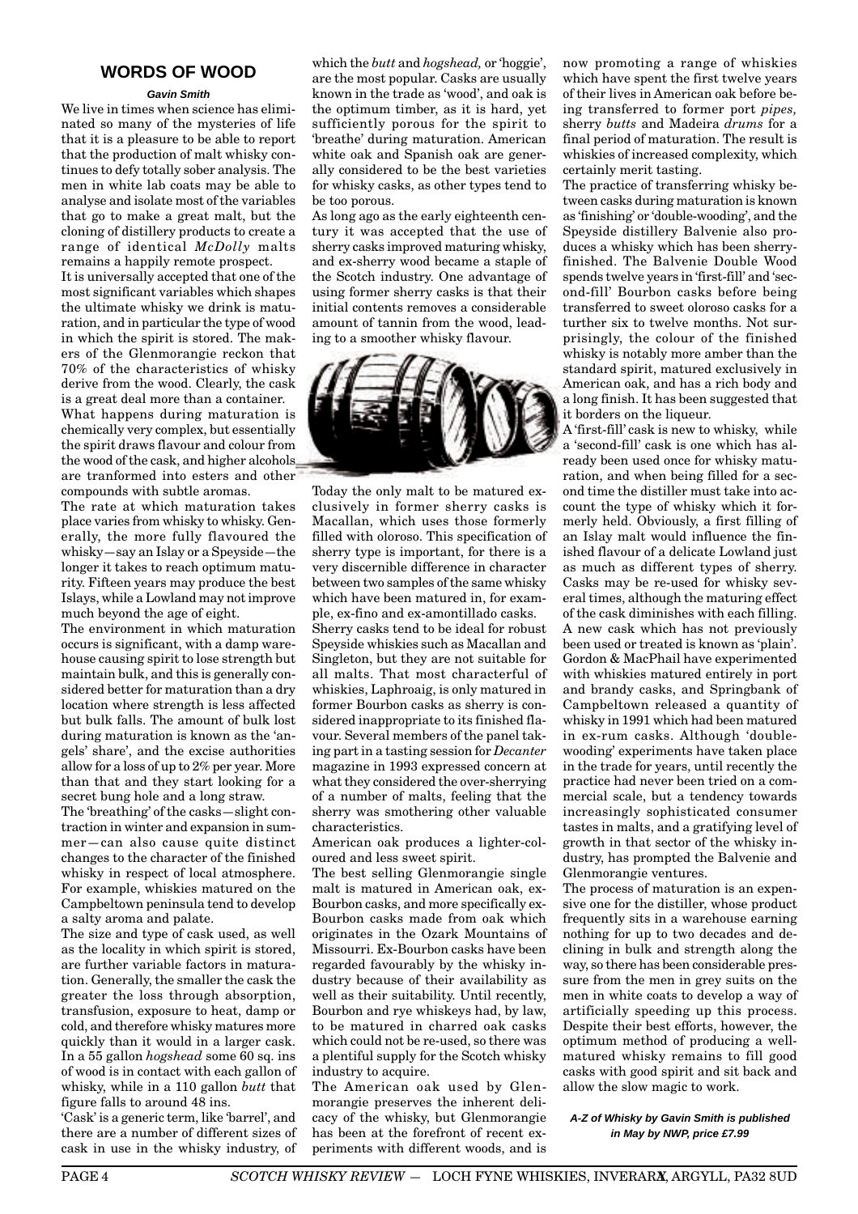## WORDS OF WOOD

**Gavin Smith**

We live in times when science has eliminated so many of the mysteries of life that it is a pleasure to be able to report that the production of malt whisky continues to defy totally sober analysis. The men in white lab coats may be able to analyse and isolate most of the variables that go to make a great malt, but the cloning of distillery products to create a range of identical *McDolly* malts remains a happily remote prospect.

It is universally accepted that one of the most significant variables which shapes the ultimate whisky we drink is maturation, and in particular the type of wood in which the spirit is stored. The makers of the Glenmorangie reckon that 70% of the characteristics of whisky derive from the wood. Clearly, the cask is a great deal more than a container.

What happens during maturation is chemically very complex, but essentially the spirit draws flavour and colour from the wood of the cask, and higher alcohols are tranformed into esters and other compounds with subtle aromas.

The rate at which maturation takes place varies from whisky to whisky. Generally, the more fully flavoured the whisky—say an Islay or a Speyside—the longer it takes to reach optimum maturity. Fifteen years may produce the best Islays, while a Lowland may not improve much beyond the age of eight.

The environment in which maturation occurs is significant, with a damp warehouse causing spirit to lose strength but maintain bulk, and this is generally considered better for maturation than a dry location where strength is less affected but bulk falls. The amount of bulk lost during maturation is known as the 'angels' share', and the excise authorities allow for a loss of up to 2% per year. More than that and they start looking for a secret bung hole and a long straw.

The 'breathing' of the casks—slight contraction in winter and expansion in summer—can also cause quite distinct changes to the character of the finished whisky in respect of local atmosphere. For example, whiskies matured on the Campbeltown peninsula tend to develop a salty aroma and palate.

The size and type of cask used, as well as the locality in which spirit is stored, are further variable factors in maturation. Generally, the smaller the cask the greater the loss through absorption, transfusion, exposure to heat, damp or cold, and therefore whisky matures more quickly than it would in a larger cask. In a 55 gallon *hogshead* some 60 sq. ins of wood is in contact with each gallon of whisky, while in a 110 gallon *butt* that figure falls to around 48 ins.

'Cask' is a generic term, like 'barrel', and there are a number of different sizes of cask in use in the whisky industry, of which the *butt* and *hogshead,* or 'hoggie', are the most popular. Casks are usually known in the trade as 'wood', and oak is the optimum timber, as it is hard, yet sufficiently porous for the spirit to 'breathe' during maturation. American white oak and Spanish oak are generally considered to be the best varieties for whisky casks, as other types tend to be too porous.

As long ago as the early eighteenth century it was accepted that the use of sherry casks improved maturing whisky, and ex-sherry wood became a staple of the Scotch industry. One advantage of using former sherry casks is that their initial contents removes a considerable amount of tannin from the wood, leading to a smoother whisky flavour.

Today the only malt to be matured exclusively in former sherry casks is Macallan, which uses those formerly filled with oloroso. This specification of sherry type is important, for there is a very discernible difference in character between two samples of the same whisky which have been matured in, for example, ex-fino and ex-amontillado casks.

Sherry casks tend to be ideal for robust Speyside whiskies such as Macallan and Singleton, but they are not suitable for all malts. That most characterful of whiskies, Laphroaig, is only matured in former Bourbon casks as sherry is considered inappropriate to its finished flavour. Several members of the panel taking part in a tasting session for *Decanter* magazine in 1993 expressed concern at what they considered the over-sherrying of a number of malts, feeling that the sherry was smothering other valuable characteristics.

American oak produces a lighter-coloured and less sweet spirit.

The best selling Glenmorangie single malt is matured in American oak, ex-Bourbon casks, and more specifically ex-Bourbon casks made from oak which originates in the Ozark Mountains of Missourri. Ex-Bourbon casks have been regarded favourably by the whisky industry because of their availability as well as their suitability. Until recently, Bourbon and rye whiskeys had, by law, to be matured in charred oak casks which could not be re-used, so there was a plentiful supply for the Scotch whisky industry to acquire.

The American oak used by Glenmorangie preserves the inherent delicacy of the whisky, but Glenmorangie has been at the forefront of recent experiments with different woods, and is now promoting a range of whiskies which have spent the first twelve years of their lives in American oak before being transferred to former port *pipes,* sherry *butts* and Madeira *drums* for a final period of maturation. The result is whiskies of increased complexity, which certainly merit tasting.

The practice of transferring whisky between casks during maturation is known as 'finishing' or 'double-wooding', and the Speyside distillery Balvenie also produces a whisky which has been sherry-finished. The Balvenie Double Wood spends twelve years in 'first-fill' and 'second-fill' Bourbon casks before being transferred to sweet oloroso casks for a further six to twelve months. Not surprisingly, the colour of the finished whisky is notably more amber than the standard spirit, matured exclusively in American oak, and has a rich body and a long finish. It has been suggested that it borders on the liqueur.

A 'first-fill' cask is new to whisky, while a 'second-fill' cask is one which has already been used once for whisky maturation, and when being filled for a second time the distiller must take into account the type of whisky which it formerly held. Obviously, a first filling of an Islay malt would influence the finished flavour of a delicate Lowland just as much as different types of sherry. Casks may be re-used for whisky several times, although the maturing effect of the cask diminishes with each filling. A new cask which has not previously been used or treated is known as 'plain'. Gordon & MacPhail have experimented with whiskies matured entirely in port and brandy casks, and Springbank of Campbeltown released a quantity of whisky in 1991 which had been matured in ex-rum casks. Although 'double-wooding' experiments have taken place in the trade for years, until recently the practice had never been tried on a commercial scale, but a tendency towards increasingly sophisticated consumer tastes in malts, and a gratifying level of growth in that sector of the whisky industry, has prompted the Balvenie and Glenmorangie ventures.

The process of maturation is an expensive one for the distiller, whose product frequently sits in a warehouse earning nothing for up to two decades and declining in bulk and strength along the way, so there has been considerable pressure from the men in grey suits on the men in white coats to develop a way of artificially speeding up this process. Despite their best efforts, however, the optimum method of producing a well-matured whisky remains to fill good casks with good spirit and sit back and allow the slow magic to work.

***A-Z of Whisky by Gavin Smith is published in May by NWP, price £7.99***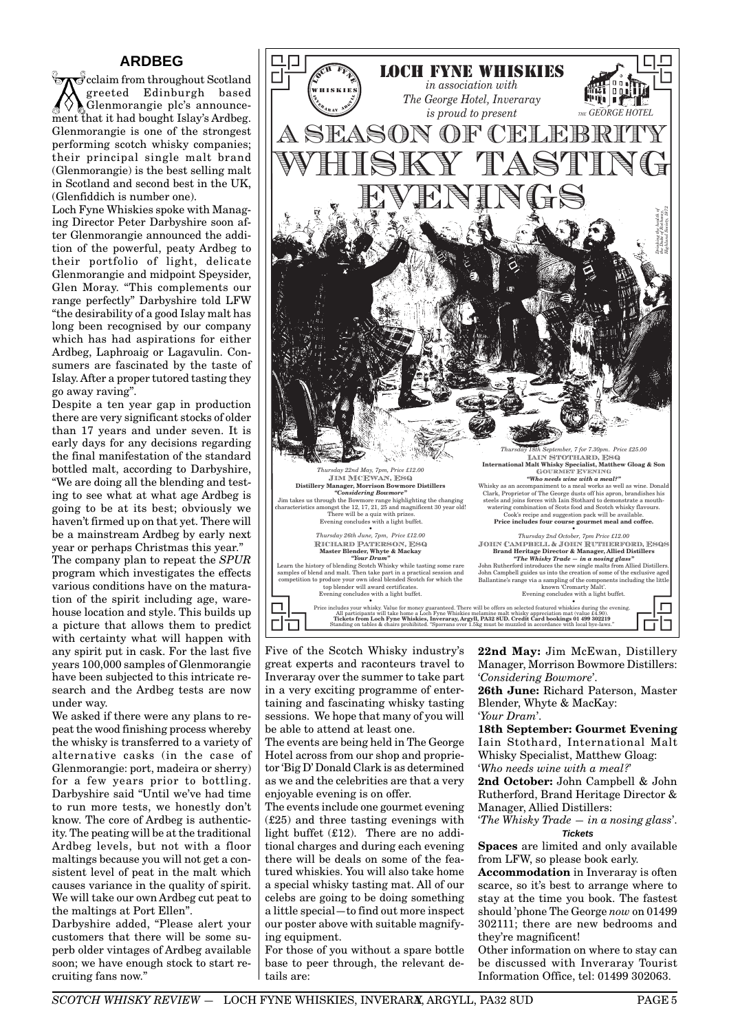## ARDBEG

Acclaim from throughout Scotland greeted Edinburgh based Glenmorangie plc's announcement that it had bought Islay's Ardbeg. Glenmorangie is one of the strongest performing scotch whisky companies; their principal single malt brand (Glenmorangie) is the best selling malt in Scotland and second best in the UK, (Glenfiddich is number one).

Loch Fyne Whiskies spoke with Managing Director Peter Darbyshire soon after Glenmorangie announced the addition of the powerful, peaty Ardbeg to their portfolio of light, delicate Glenmorangie and midpoint Speyside, Glen Moray. "This complements our range perfectly" Darbyshire told LFW "the desirability of a good Islay malt has long been recognised by our company which has had aspirations for either Ardbeg, Laphroaig or Lagavulin. Consumers are fascinated by the taste of Islay. After a proper tutored tasting they go away raving".

Despite a ten year gap in production there are very significant stocks of older than 17 years and under seven. It is early days for any decisions regarding the final manifestation of the standard bottled malt, according to Darbyshire, "We are doing all the blending and testing to see what at what age Ardbeg is going to be at its best; obviously we haven't firmed up on that yet. There will be a mainstream Ardbeg by early next year or perhaps Christmas this year."

The company plan to repeat the *SPUR* program which investigates the effects various conditions have on the maturation of the spirit including age, warehouse location and style. This builds up a picture that allows them to predict with certainty what will happen with any spirit put in cask. For the last five years 100,000 samples of Glenmorangie have been subjected to this intricate research and the Ardbeg tests are now under way.

We asked if there were any plans to repeat the wood finishing process whereby the whisky is transferred to a variety of alternative casks (in the case of Glenmorangie: port, madeira or sherry) for a few years prior to bottling. Darbyshire said "Until we've had time to run more tests, we honestly don't know. The core of Ardbeg is authenticity. The peating will be at the traditional Ardbeg levels, but not with a floor maltings because you will not get a consistent level of peat in the malt which causes variance in the quality of spirit. We will take our own Ardbeg cut peat to the maltings at Port Ellen".

Darbyshire added, "Please alert your customers that there will be some superb older vintages of Ardbeg available soon; we have enough stock to start recruiting fans now."

**LOCH FYNE WHISKIES**
*in association with The George Hotel, Inveraray is proud to present*

# A SEASON OF CELEBRITY WHISKY TASTING EVENINGS

*Drinking the health of the Duke of Rothesay, Highland Society, 1872*

*Thursday 22nd May, 7pm, Price £12.00*
**JIM MCEWAN, ESQ**
**Distillery Manager, Morrison Bowmore Distillers**
***"Considering Bowmore"***
Jim takes us through the Bowmore range highlighting the changing characteristics amongst the 12, 17, 21, 25 and magnificent 30 year old! There will be a quiz with prizes. Evening concludes with a light buffet.

*Thursday 26th June, 7pm, Price £12.00*
**RICHARD PATERSON, ESQ**
**Master Blender, Whyte & Mackay**
***"Your Dram"***
Learn the history of blending Scotch Whisky while tasting some rare samples of blend and malt. Then take part in a practical session and competition to produce your own ideal blended Scotch for which the top blender will award certificates. Evening concludes with a light buffet.

*Thursday 18th September, 7 for 7.30pm. Price £25.00*
**IAIN STOTHARD, ESQ**
**International Malt Whisky Specialist, Matthew Gloag & Son**
**GOURMET EVENING**
***"Who needs wine with a meal?"***
Whisky as an accompaniment to a meal works as well as wine. Donald Clark, Proprietor of The George dusts off his apron, brandishes his steels and joins forces with Iain Stothard to demonstrate a mouth-watering combination of Scots food and Scotch whisky flavours. Cook's recipe and suggestion pack will be available. **Price includes four course gourmet meal and coffee.**

*Thursday 2nd October, 7pm Price £12.00*
**JOHN CAMPBELL & JOHN RUTHERFORD, ESQS**
**Brand Heritage Director & Manager, Allied Distillers**
***"The Whisky Trade — in a nosing glass"***
John Rutherford introduces the new single malts from Allied Distillers. John Campbell guides us into the creation of some of the exclusive aged Ballantine's range via a sampling of the components including the little known 'Cromarty Malt'. Evening concludes with a light buffet.

Price includes your whisky. Value for money guaranteed. There will be offers on selected featured whiskies during the evening. All participants will take home a Loch Fyne Whiskies melamine malt whisky appreciation mat (value £4.90).
**Tickets from Loch Fyne Whiskies, Inveraray, Argyll, PA32 8UD. Credit Card bookings 01 499 302219**
Standing on tables & chairs prohibited. "Sporrans over 1.5kg must be muzzled in accordance with local bye-laws."

Five of the Scotch Whisky industry's great experts and raconteurs travel to Inveraray over the summer to take part in a very exciting programme of entertaining and fascinating whisky tasting sessions. We hope that many of you will be able to attend at least one.

The events are being held in The George Hotel across from our shop and proprietor 'Big D' Donald Clark is as determined as we and the celebrities are that a very enjoyable evening is on offer.

The events include one gourmet evening (£25) and three tasting evenings with light buffet (£12). There are no additional charges and during each evening there will be deals on some of the featured whiskies. You will also take home a special whisky tasting mat. All of our celebs are going to be doing something a little special—to find out more inspect our poster above with suitable magnifying equipment.

For those of you without a spare bottle base to peer through, the relevant details are:

**22nd May:** Jim McEwan, Distillery Manager, Morrison Bowmore Distillers: '*Considering Bowmore*'.

**26th June:** Richard Paterson, Master Blender, Whyte & MacKay: '*Your Dram*'.

**18th September: Gourmet Evening** Iain Stothard, International Malt Whisky Specialist, Matthew Gloag: '*Who needs wine with a meal?*'

**2nd October:** John Campbell & John Rutherford, Brand Heritage Director & Manager, Allied Distillers: '*The Whisky Trade — in a nosing glass*'.

***Tickets***

**Spaces** are limited and only available from LFW, so please book early.

**Accommodation** in Inveraray is often scarce, so it's best to arrange where to stay at the time you book. The fastest should 'phone The George *now* on 01499 302111; there are new bedrooms and they're magnificent!

Other information on where to stay can be discussed with Inveraray Tourist Information Office, tel: 01499 302063.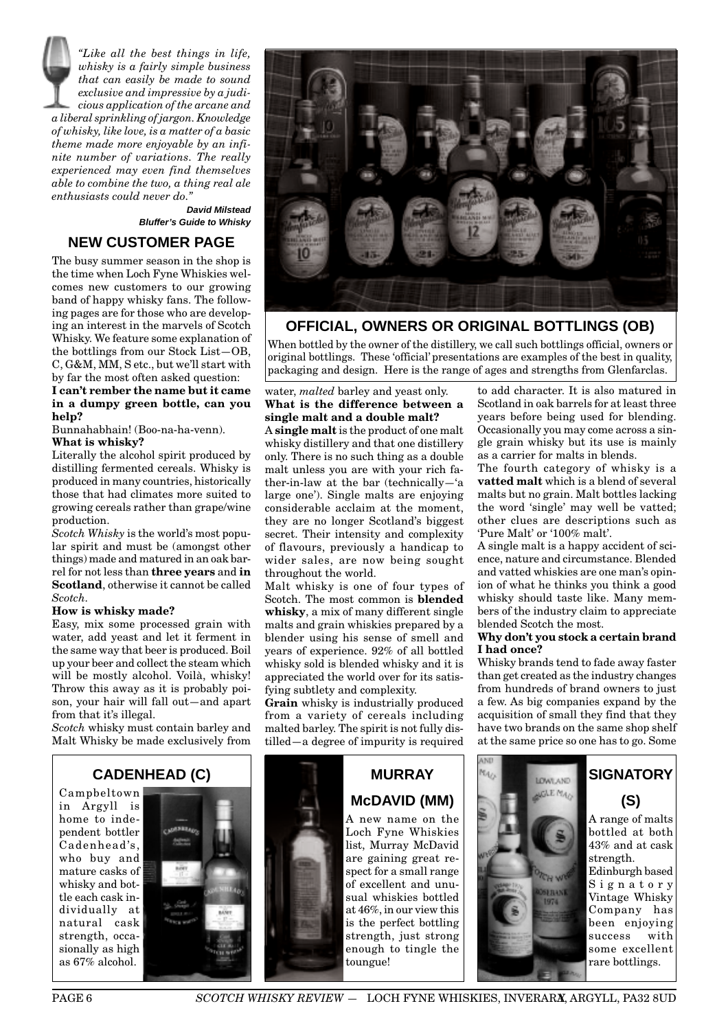*"Like all the best things in life, whisky is a fairly simple business that can easily be made to sound exclusive and impressive by a judicious application of the arcane and a liberal sprinkling of jargon. Knowledge of whisky, like love, is a matter of a basic theme made more enjoyable by an infinite number of variations. The really experienced may even find themselves able to combine the two, a thing real ale enthusiasts could never do."*

***David Milstead***
***Bluffer's Guide to Whisky***

## NEW CUSTOMER PAGE

The busy summer season in the shop is the time when Loch Fyne Whiskies welcomes new customers to our growing band of happy whisky fans. The following pages are for those who are developing an interest in the marvels of Scotch Whisky. We feature some explanation of the bottlings from our Stock List—OB, C, G&M, MM, S etc., but we'll start with by far the most often asked question:

**I can't rember the name but it came in a dumpy green bottle, can you help?**

Bunnahabhain! (Boo-na-ha-venn).

**What is whisky?**

Literally the alcohol spirit produced by distilling fermented cereals. Whisky is produced in many countries, historically those that had climates more suited to growing cereals rather than grape/wine production.

*Scotch Whisky* is the world's most popular spirit and must be (amongst other things) made and matured in an oak barrel for not less than **three years** and **in Scotland**, otherwise it cannot be called *Scotch*.

**How is whisky made?**

Easy, mix some processed grain with water, add yeast and let it ferment in the same way that beer is produced. Boil up your beer and collect the steam which will be mostly alcohol. Voilà, whisky! Throw this away as it is probably poison, your hair will fall out—and apart from that it's illegal.

*Scotch* whisky must contain barley and Malt Whisky be made exclusively from water, *malted* barley and yeast only.

**What is the difference between a single malt and a double malt?**

A **single malt** is the product of one malt whisky distillery and that one distillery only. There is no such thing as a double malt unless you are with your rich father-in-law at the bar (technically—'a large one'). Single malts are enjoying considerable acclaim at the moment, they are no longer Scotland's biggest secret. Their intensity and complexity of flavours, previously a handicap to wider sales, are now being sought throughout the world.

Malt whisky is one of four types of Scotch. The most common is **blended whisky**, a mix of many different single malts and grain whiskies prepared by a blender using his sense of smell and years of experience. 92% of all bottled whisky sold is blended whisky and it is appreciated the world over for its satisfying subtlety and complexity.

**Grain** whisky is industrially produced from a variety of cereals including malted barley. The spirit is not fully distilled—a degree of impurity is required to add character. It is also matured in Scotland in oak barrels for at least three years before being used for blending. Occasionally you may come across a single grain whisky but its use is mainly as a carrier for malts in blends.

The fourth category of whisky is a **vatted malt** which is a blend of several malts but no grain. Malt bottles lacking the word 'single' may well be vatted; other clues are descriptions such as 'Pure Malt' or '100% malt'.

A single malt is a happy accident of science, nature and circumstance. Blended and vatted whiskies are one man's opinion of what he thinks you think a good whisky should taste like. Many members of the industry claim to appreciate blended Scotch the most.

**Why don't you stock a certain brand I had once?**

Whisky brands tend to fade away faster than get created as the industry changes from hundreds of brand owners to just a few. As big companies expand by the acquisition of small they find that they have two brands on the same shop shelf at the same price so one has to go. Some

## OFFICIAL, OWNERS OR ORIGINAL BOTTLINGS (OB)

When bottled by the owner of the distillery, we call such bottlings official, owners or original bottlings. These 'official' presentations are examples of the best in quality, packaging and design. Here is the range of ages and strengths from Glenfarclas.

## CADENHEAD (C)

Campbeltown in Argyll is home to independent bottler Cadenhead's, who buy and mature casks of whisky and bottle each cask individually at natural cask strength, occasionally as high as 67% alcohol.

## MURRAY McDAVID (MM)

A new name on the Loch Fyne Whiskies list, Murray McDavid are gaining great respect for a small range of excellent and unusual whiskies bottled at 46%, in our view this is the perfect bottling strength, just strong enough to tingle the toungue!

## SIGNATORY (S)

A range of malts bottled at both 43% and at cask strength.

Edinburgh based Signatory Vintage Whisky Company has been enjoying success with some excellent rare bottlings.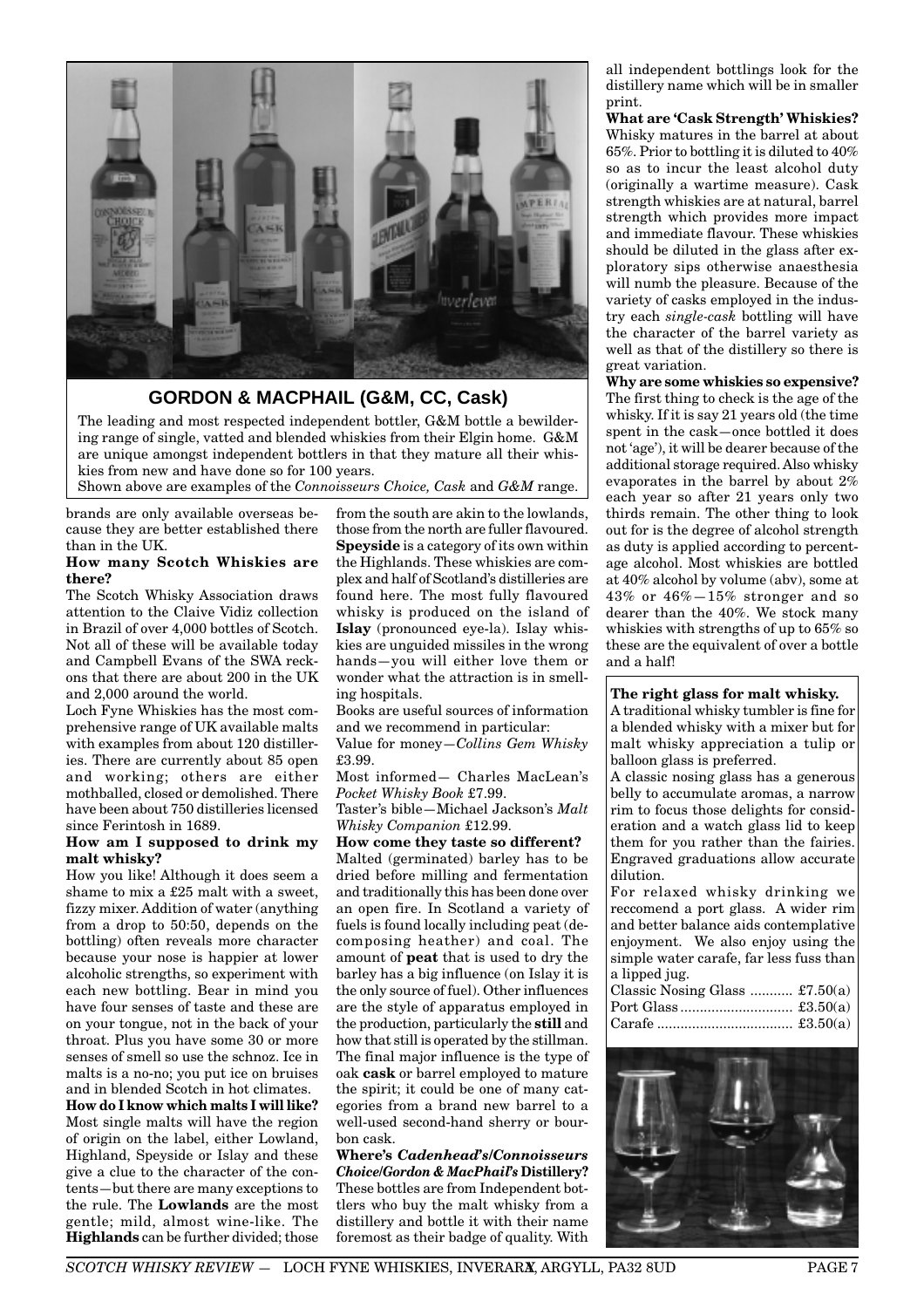## GORDON & MACPHAIL (G&M, CC, Cask)

The leading and most respected independent bottler, G&M bottle a bewildering range of single, vatted and blended whiskies from their Elgin home. G&M are unique amongst independent bottlers in that they mature all their whiskies from new and have done so for 100 years.
Shown above are examples of the *Connoisseurs Choice, Cask* and *G&M* range.

brands are only available overseas because they are better established there than in the UK.

**How many Scotch Whiskies are there?**
The Scotch Whisky Association draws attention to the Claive Vidiz collection in Brazil of over 4,000 bottles of Scotch. Not all of these will be available today and Campbell Evans of the SWA reckons that there are about 200 in the UK and 2,000 around the world.
Loch Fyne Whiskies has the most comprehensive range of UK available malts with examples from about 120 distilleries. There are currently about 85 open and working; others are either mothballed, closed or demolished. There have been about 750 distilleries licensed since Ferintosh in 1689.

**How am I supposed to drink my malt whisky?**
How you like! Although it does seem a shame to mix a £25 malt with a sweet, fizzy mixer. Addition of water (anything from a drop to 50:50, depends on the bottling) often reveals more character because your nose is happier at lower alcoholic strengths, so experiment with each new bottling. Bear in mind you have four senses of taste and these are on your tongue, not in the back of your throat. Plus you have some 30 or more senses of smell so use the schnoz. Ice in malts is a no-no; you put ice on bruises and in blended Scotch in hot climates.

**How do I know which malts I will like?**
Most single malts will have the region of origin on the label, either Lowland, Highland, Speyside or Islay and these give a clue to the character of the contents—but there are many exceptions to the rule. The **Lowlands** are the most gentle; mild, almost wine-like. The **Highlands** can be further divided; those from the south are akin to the lowlands, those from the north are fuller flavoured. **Speyside** is a category of its own within the Highlands. These whiskies are complex and half of Scotland's distilleries are found here. The most fully flavoured whisky is produced on the island of **Islay** (pronounced eye-la). Islay whiskies are unguided missiles in the wrong hands—you will either love them or wonder what the attraction is in smelling hospitals.
Books are useful sources of information and we recommend in particular:
Value for money—*Collins Gem Whisky* £3.99.
Most informed— Charles MacLean's *Pocket Whisky Book* £7.99.
Taster's bible—Michael Jackson's *Malt Whisky Companion* £12.99.

**How come they taste so different?**
Malted (germinated) barley has to be dried before milling and fermentation and traditionally this has been done over an open fire. In Scotland a variety of fuels is found locally including peat (decomposing heather) and coal. The amount of **peat** that is used to dry the barley has a big influence (on Islay it is the only source of fuel). Other influences are the style of apparatus employed in the production, particularly the **still** and how that still is operated by the stillman. The final major influence is the type of oak **cask** or barrel employed to mature the spirit; it could be one of many categories from a brand new barrel to a well-used second-hand sherry or bourbon cask.

**Where's *Cadenhead's/Connoisseurs Choice/Gordon & MacPhail's* Distillery?**
These bottles are from Independent bottlers who buy the malt whisky from a distillery and bottle it with their name foremost as their badge of quality. With all independent bottlings look for the distillery name which will be in smaller print.

**What are 'Cask Strength' Whiskies?**
Whisky matures in the barrel at about 65%. Prior to bottling it is diluted to 40% so as to incur the least alcohol duty (originally a wartime measure). Cask strength whiskies are at natural, barrel strength which provides more impact and immediate flavour. These whiskies should be diluted in the glass after exploratory sips otherwise anaesthesia will numb the pleasure. Because of the variety of casks employed in the industry each *single-cask* bottling will have the character of the barrel variety as well as that of the distillery so there is great variation.

**Why are some whiskies so expensive?**
The first thing to check is the age of the whisky. If it is say 21 years old (the time spent in the cask—once bottled it does not 'age'), it will be dearer because of the additional storage required. Also whisky evaporates in the barrel by about 2% each year so after 21 years only two thirds remain. The other thing to look out for is the degree of alcohol strength as duty is applied according to percentage alcohol. Most whiskies are bottled at 40% alcohol by volume (abv), some at 43% or 46%—15% stronger and so dearer than the 40%. We stock many whiskies with strengths of up to 65% so these are the equivalent of over a bottle and a half!

**The right glass for malt whisky.**
A traditional whisky tumbler is fine for a blended whisky with a mixer but for malt whisky appreciation a tulip or balloon glass is preferred.
A classic nosing glass has a generous belly to accumulate aromas, a narrow rim to focus those delights for consideration and a watch glass lid to keep them for you rather than the fairies. Engraved graduations allow accurate dilution.
For relaxed whisky drinking we reccomend a port glass. A wider rim and better balance aids contemplative enjoyment. We also enjoy using the simple water carafe, far less fuss than a lipped jug.

| | |
|---|---|
| Classic Nosing Glass | £7.50(a) |
| Port Glass | £3.50(a) |
| Carafe | £3.50(a) |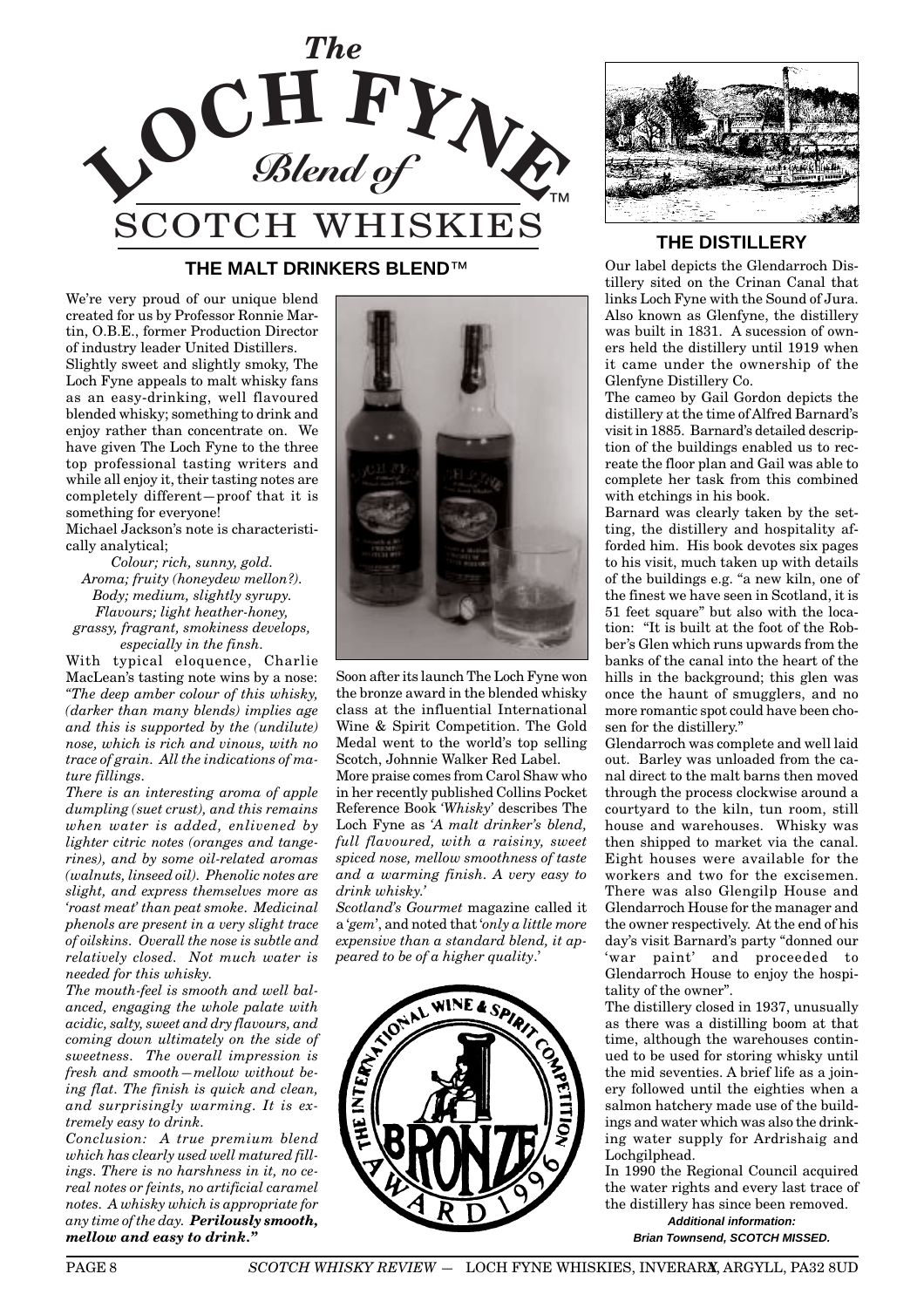# The LOCH FYNE Blend of SCOTCH WHISKIES™

## THE MALT DRINKERS BLEND™

We're very proud of our unique blend created for us by Professor Ronnie Martin, O.B.E., former Production Director of industry leader United Distillers.

Slightly sweet and slightly smoky, The Loch Fyne appeals to malt whisky fans as an easy-drinking, well flavoured blended whisky; something to drink and enjoy rather than concentrate on. We have given The Loch Fyne to the three top professional tasting writers and while all enjoy it, their tasting notes are completely different—proof that it is something for everyone!

Michael Jackson's note is characteristically analytical;

*Colour; rich, sunny, gold.*
*Aroma; fruity (honeydew mellon?).*
*Body; medium, slightly syrupy.*
*Flavours; light heather-honey, grassy, fragrant, smokiness develops, especially in the finsh.*

With typical eloquence, Charlie MacLean's tasting note wins by a nose: *"The deep amber colour of this whisky, (darker than many blends) implies age and this is supported by the (undilute) nose, which is rich and vinous, with no trace of grain. All the indications of mature fillings.*

*There is an interesting aroma of apple dumpling (suet crust), and this remains when water is added, enlivened by lighter citric notes (oranges and tangerines), and by some oil-related aromas (walnuts, linseed oil). Phenolic notes are slight, and express themselves more as 'roast meat' than peat smoke. Medicinal phenols are present in a very slight trace of oilskins. Overall the nose is subtle and relatively closed. Not much water is needed for this whisky.*

*The mouth-feel is smooth and well balanced, engaging the whole palate with acidic, salty, sweet and dry flavours, and coming down ultimately on the side of sweetness. The overall impression is fresh and smooth—mellow without being flat. The finish is quick and clean, and surprisingly warming. It is extremely easy to drink.*

*Conclusion: A true premium blend which has clearly used well matured fillings. There is no harshness in it, no cereal notes or feints, no artificial caramel notes. A whisky which is appropriate for any time of the day.* ***Perilously smooth, mellow and easy to drink."***

Soon after its launch The Loch Fyne won the bronze award in the blended whisky class at the influential International Wine & Spirit Competition. The Gold Medal went to the world's top selling Scotch, Johnnie Walker Red Label.

More praise comes from Carol Shaw who in her recently published Collins Pocket Reference Book *'Whisky'* describes The Loch Fyne as *'A malt drinker's blend, full flavoured, with a raisiny, sweet spiced nose, mellow smoothness of taste and a warming finish. A very easy to drink whisky.'*

*Scotland's Gourmet* magazine called it a *'gem'*, and noted that *'only a little more expensive than a standard blend, it appeared to be of a higher quality.'*

THE INTERNATIONAL WINE & SPIRIT COMPETITION BRONZE AWARD 1996

## THE DISTILLERY

Our label depicts the Glendarroch Distillery sited on the Crinan Canal that links Loch Fyne with the Sound of Jura. Also known as Glenfyne, the distillery was built in 1831. A sucession of owners held the distillery until 1919 when it came under the ownership of the Glenfyne Distillery Co.

The cameo by Gail Gordon depicts the distillery at the time of Alfred Barnard's visit in 1885. Barnard's detailed description of the buildings enabled us to recreate the floor plan and Gail was able to complete her task from this combined with etchings in his book.

Barnard was clearly taken by the setting, the distillery and hospitality afforded him. His book devotes six pages to his visit, much taken up with details of the buildings e.g. "a new kiln, one of the finest we have seen in Scotland, it is 51 feet square" but also with the location: "It is built at the foot of the Robber's Glen which runs upwards from the banks of the canal into the heart of the hills in the background; this glen was once the haunt of smugglers, and no more romantic spot could have been chosen for the distillery."

Glendarroch was complete and well laid out. Barley was unloaded from the canal direct to the malt barns then moved through the process clockwise around a courtyard to the kiln, tun room, still house and warehouses. Whisky was then shipped to market via the canal. Eight houses were available for the workers and two for the excisemen. There was also Glengilp House and Glendarroch House for the manager and the owner respectively. At the end of his day's visit Barnard's party "donned our 'war paint' and proceeded to Glendarroch House to enjoy the hospitality of the owner".

The distillery closed in 1937, unusually as there was a distilling boom at that time, although the warehouses continued to be used for storing whisky until the mid seventies. A brief life as a joinery followed until the eighties when a salmon hatchery made use of the buildings and water which was also the drinking water supply for Ardrishaig and Lochgilphead.

In 1990 the Regional Council acquired the water rights and every last trace of the distillery has since been removed.

***Additional information: Brian Townsend, SCOTCH MISSED.***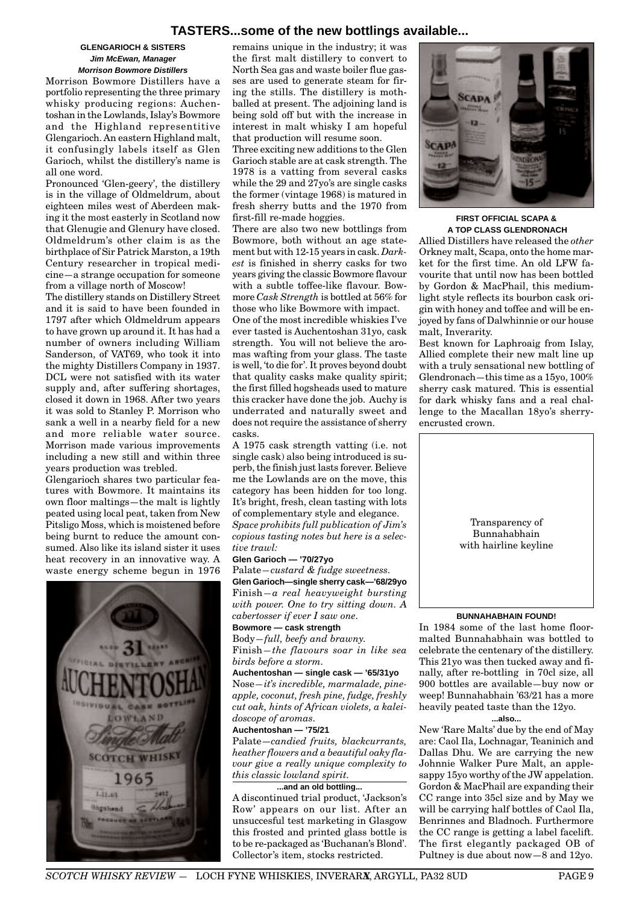# TASTERS...some of the new bottlings available...

## GLENGARIOCH & SISTERS

***Jim McEwan, Manager***
***Morrison Bowmore Distillers***

Morrison Bowmore Distillers have a portfolio representing the three primary whisky producing regions: Auchentoshan in the Lowlands, Islay's Bowmore and the Highland representitive Glengarioch. An eastern Highland malt, it confusingly labels itself as Glen Garioch, whilst the distillery's name is all one word.

Pronounced 'Glen-geery', the distillery is in the village of Oldmeldrum, about eighteen miles west of Aberdeen making it the most easterly in Scotland now that Glenugie and Glenury have closed. Oldmeldrum's other claim is as the birthplace of Sir Patrick Marston, a 19th Century researcher in tropical medicine—a strange occupation for someone from a village north of Moscow!

The distillery stands on Distillery Street and it is said to have been founded in 1797 after which Oldmeldrum appears to have grown up around it. It has had a number of owners including William Sanderson, of VAT69, who took it into the mighty Distillers Company in 1937. DCL were not satisfied with its water supply and, after suffering shortages, closed it down in 1968. After two years it was sold to Stanley P. Morrison who sank a well in a nearby field for a new and more reliable water source. Morrison made various improvements including a new still and within three years production was trebled.

Glengarioch shares two particular features with Bowmore. It maintains its own floor maltings—the malt is lightly peated using local peat, taken from New Pitsligo Moss, which is moistened before being burnt to reduce the amount consumed. Also like its island sister it uses heat recovery in an innovative way. A waste energy scheme begun in 1976 remains unique in the industry; it was the first malt distillery to convert to North Sea gas and waste boiler flue gasses are used to generate steam for firing the stills. The distillery is mothballed at present. The adjoining land is being sold off but with the increase in interest in malt whisky I am hopeful that production will resume soon.

Three exciting new additions to the Glen Garioch stable are at cask strength. The 1978 is a vatting from several casks while the 29 and 27yo's are single casks the former (vintage 1968) is matured in fresh sherry butts and the 1970 from first-fill re-made hoggies.

There are also two new bottlings from Bowmore, both without an age statement but with 12-15 years in cask. *Darkest* is finished in sherry casks for two years giving the classic Bowmore flavour with a subtle toffee-like flavour. Bowmore *Cask Strength* is bottled at 56% for those who like Bowmore with impact.

One of the most incredible whiskies I've ever tasted is Auchentoshan 31yo, cask strength. You will not believe the aromas wafting from your glass. The taste is well, 'to die for'. It proves beyond doubt that quality casks make quality spirit; the first filled hogsheads used to mature this cracker have done the job. Auchy is underrated and naturally sweet and does not require the assistance of sherry casks.

A 1975 cask strength vatting (i.e. not single cask) also being introduced is superb, the finish just lasts forever. Believe me the Lowlands are on the move, this category has been hidden for too long. It's bright, fresh, clean tasting with lots of complementary style and elegance.

*Space prohibits full publication of Jim's copious tasting notes but here is a selective trawl:*

**Glen Garioch — '70/27yo**
Palate—*custard & fudge sweetness.*

**Glen Garioch—single sherry cask—'68/29yo**
Finish—*a real heavyweight bursting with power. One to try sitting down. A cabertosser if ever I saw one.*

**Bowmore — cask strength**
Body—*full, beefy and brawny.*
Finish—*the flavours soar in like sea birds before a storm.*

**Auchentoshan — single cask — '65/31yo**
Nose—*it's incredible, marmalade, pineapple, coconut, fresh pine, fudge, freshly cut oak, hints of African violets, a kaleidoscope of aromas.*

**Auchentoshan — '75/21**
Palate—*candied fruits, blackcurrants, heather flowers and a beautiful oaky flavour give a really unique complexity to this classic lowland spirit.*

### ...and an old bottling...

A discontinued trial product, 'Jackson's Row' appears on our list. After an unsuccesful test marketing in Glasgow this frosted and printed glass bottle is to be re-packaged as 'Buchanan's Blond'. Collector's item, stocks restricted.

## FIRST OFFICIAL SCAPA & A TOP CLASS GLENDRONACH

Allied Distillers have released the *other* Orkney malt, Scapa, onto the home market for the first time. An old LFW favourite that until now has been bottled by Gordon & MacPhail, this medium-light style reflects its bourbon cask origin with honey and toffee and will be enjoyed by fans of Dalwhinnie or our house malt, Inverarity.

Best known for Laphroaig from Islay, Allied complete their new malt line up with a truly sensational new bottling of Glendronach—this time as a 15yo, 100% sherry cask matured. This is essential for dark whisky fans and a real challenge to the Macallan 18yo's sherry-encrusted crown.

Transparency of Bunnahabhain with hairline keyline

## BUNNAHABHAIN FOUND!

In 1984 some of the last home floor-malted Bunnahabhain was bottled to celebrate the centenary of the distillery. This 21yo was then tucked away and finally, after re-bottling in 70cl size, all 900 bottles are available—buy now or weep! Bunnahabhain '63/21 has a more heavily peated taste than the 12yo.

### ...also...

New 'Rare Malts' due by the end of May are: Caol Ila, Lochnagar, Teaninich and Dallas Dhu. We are carrying the new Johnnie Walker Pure Malt, an apple-sappy 15yo worthy of the JW appelation. Gordon & MacPhail are expanding their CC range into 35cl size and by May we will be carrying half bottles of Caol Ila, Benrinnes and Bladnoch. Furthermore the CC range is getting a label facelift. The first elegantly packaged OB of Pultney is due about now—8 and 12yo.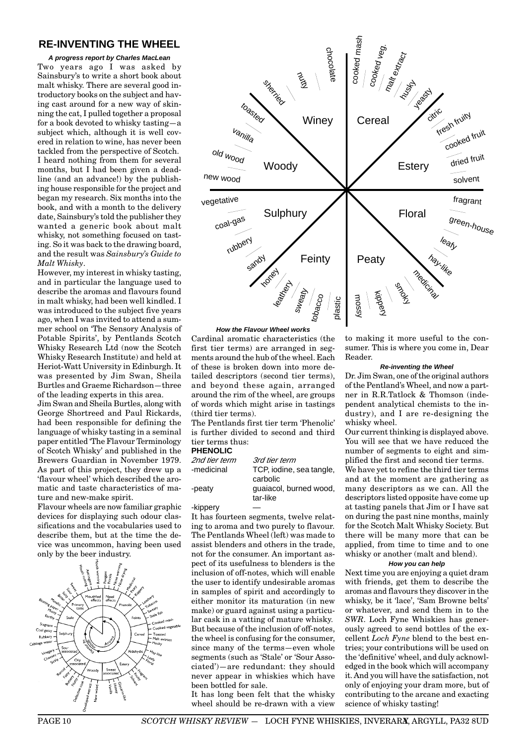## RE-INVENTING THE WHEEL

***A progress report by Charles MacLean***

Two years ago I was asked by Sainsbury's to write a short book about malt whisky. There are several good introductory books on the subject and having cast around for a new way of skinning the cat, I pulled together a proposal for a book devoted to whisky tasting—a subject which, although it is well covered in relation to wine, has never been tackled from the perspective of Scotch.

I heard nothing from them for several months, but I had been given a deadline (and an advance!) by the publishing house responsible for the project and began my research. Six months into the book, and with a month to the delivery date, Sainsbury's told the publisher they wanted a generic book about malt whisky, not something focused on tasting. So it was back to the drawing board, and the result was *Sainsbury's Guide to Malt Whisky*.

However, my interest in whisky tasting, and in particular the language used to describe the aromas and flavours found in malt whisky, had been well kindled. I was introduced to the subject five years ago, when I was invited to attend a summer school on 'The Sensory Analysis of Potable Spirits', by Pentlands Scotch Whisky Research Ltd (now the Scotch Whisky Research Institute) and held at Heriot-Watt University in Edinburgh. It was presented by Jim Swan, Sheila Burtles and Graeme Richardson—three of the leading experts in this area.

Jim Swan and Sheila Burtles, along with George Shortreed and Paul Rickards, had been responsible for defining the language of whisky tasting in a seminal paper entitled 'The Flavour Terminology of Scotch Whisky' and published in the Brewers Guardian in November 1979. As part of this project, they drew up a 'flavour wheel' which described the aromatic and taste characteristics of mature and new-make spirit.

Flavour wheels are now familiar graphic devices for displaying such odour classifications and the vocabularies used to describe them, but at the time the device was uncommon, having been used only by the beer industry.

***How the Flavour Wheel works***

Cardinal aromatic characteristics (the first tier terms) are arranged in segments around the hub of the wheel. Each of these is broken down into more detailed descriptors (second tier terms), and beyond these again, arranged around the rim of the wheel, are groups of words which might arise in tastings (third tier terms).

The Pentlands first tier term 'Phenolic' is further divided to second and third tier terms thus:

**PHENOLIC**

| *2nd tier term* | *3rd tier term* |
|---|---|
| -medicinal | TCP, iodine, sea tangle, carbolic |
| -peaty | guaiacol, burned wood, tar-like |
| -kippery | — |

It has fourteen segments, twelve relating to aroma and two purely to flavour. The Pentlands Wheel (left) was made to assist blenders and others in the trade, not for the consumer. An important aspect of its usefulness to blenders is the inclusion of off-notes, which will enable the user to identify undesirable aromas in samples of spirit and accordingly to either monitor its maturation (in new make) or guard against using a particular cask in a vatting of mature whisky. But because of the inclusion of off-notes, the wheel is confusing for the consumer, since many of the terms—even whole segments (such as 'Stale' or 'Sour Associated')—are redundant: they should never appear in whiskies which have been bottled for sale.

It has long been felt that the whisky wheel should be re-drawn with a view to making it more useful to the consumer. This is where you come in, Dear Reader.

***Re-inventing the Wheel***

Dr. Jim Swan, one of the original authors of the Pentland's Wheel, and now a partner in R.R.Tatlock & Thomson (independent analytical chemists to the industry), and I are re-designing the whisky wheel.

Our current thinking is displayed above. You will see that we have reduced the number of segments to eight and simplified the first and second tier terms.

We have yet to refine the third tier terms and at the moment are gathering as many descriptors as we can. All the descriptors listed opposite have come up at tasting panels that Jim or I have sat on during the past nine months, mainly for the Scotch Malt Whisky Society. But there will be many more that can be applied, from time to time and to one whisky or another (malt and blend).

***How you can help***

Next time you are enjoying a quiet dram with friends, get them to describe the aromas and flavours they discover in the whisky, be it 'lace', 'Sam Browne belts' or whatever, and send them in to the *SWR*. Loch Fyne Whiskies has generously agreed to send bottles of the excellent *Loch Fyne* blend to the best entries; your contributions will be used on the 'definitive' wheel, and duly acknowledged in the book which will accompany it. And you will have the satisfaction, not only of enjoying your dram more, but of contributing to the arcane and exacting science of whisky tasting!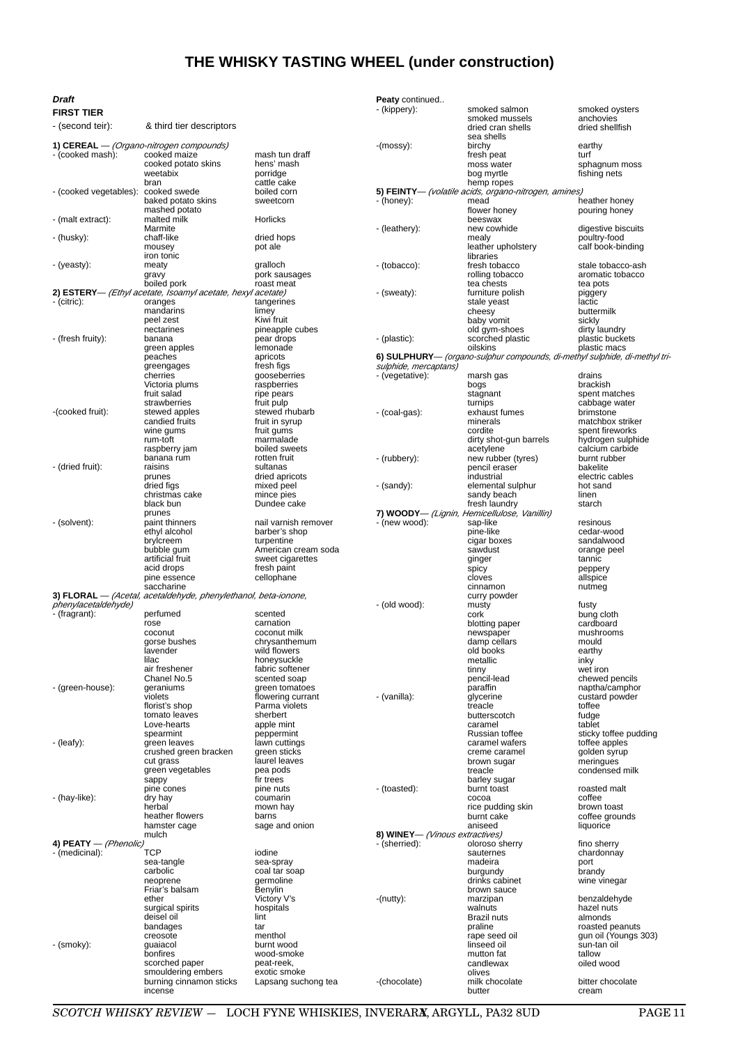# THE WHISKY TASTING WHEEL (under construction)

***Draft***

**FIRST TIER**

- (second teir): & third tier descriptors

**1) CEREAL** — *(Organo-nitrogen compounds)*

| | | |
|---|---|---|
| - (cooked mash): | cooked maize | mash tun draff |
| | cooked potato skins | hens' mash |
| | weetabix | porridge |
| | bran | cattle cake |
| - (cooked vegetables): | cooked swede | boiled corn |
| | baked potato skins | sweetcorn |
| | mashed potato | |
| - (malt extract): | malted milk | Horlicks |
| | Marmite | |
| - (husky): | chaff-like | dried hops |
| | mousey | pot ale |
| | iron tonic | |
| - (yeasty): | meaty | gralloch |
| | gravy | pork sausages |
| | boiled pork | roast meat |

**2) ESTERY**— *(Ethyl acetate, Isoamyl acetate, hexyl acetate)*

| | | |
|---|---|---|
| - (citric): | oranges | tangerines |
| | mandarins | limey |
| | peel zest | Kiwi fruit |
| | nectarines | pineapple cubes |
| - (fresh fruity): | banana | pear drops |
| | green apples | lemonade |
| | peaches | apricots |
| | greengages | fresh figs |
| | cherries | gooseberries |
| | Victoria plums | raspberries |
| | fruit salad | ripe pears |
| | strawberries | fruit pulp |
| -(cooked fruit): | stewed apples | stewed rhubarb |
| | candied fruits | fruit in syrup |
| | wine gums | fruit gums |
| | rum-toft | marmalade |
| | raspberry jam | boiled sweets |
| | banana rum | rotten fruit |
| - (dried fruit): | raisins | sultanas |
| | prunes | dried apricots |
| | dried figs | mixed peel |
| | christmas cake | mince pies |
| | black bun | Dundee cake |
| | prunes | |
| - (solvent): | paint thinners | nail varnish remover |
| | ethyl alcohol | barber's shop |
| | brylcreem | turpentine |
| | bubble gum | American cream soda |
| | artificial fruit | sweet cigarettes |
| | acid drops | fresh paint |
| | pine essence | cellophane |
| | saccharine | |

**3) FLORAL** — *(Acetal, acetaldehyde, phenylethanol, beta-ionone, phenylacetaldehyde)*

| | | |
|---|---|---|
| - (fragrant): | perfumed | scented |
| | rose | carnation |
| | coconut | coconut milk |
| | gorse bushes | chrysanthemum |
| | lavender | wild flowers |
| | lilac | honeysuckle |
| | air freshener | fabric softener |
| | Chanel No.5 | scented soap |
| - (green-house): | geraniums | green tomatoes |
| | violets | flowering currant |
| | florist's shop | Parma violets |
| | tomato leaves | sherbert |
| | Love-hearts | apple mint |
| | spearmint | peppermint |
| - (leafy): | green leaves | lawn cuttings |
| | crushed green bracken | green sticks |
| | cut grass | laurel leaves |
| | green vegetables | pea pods |
| | sappy | fir trees |
| | pine cones | pine nuts |
| - (hay-like): | dry hay | coumarin |
| | herbal | mown hay |
| | heather flowers | barns |
| | hamster cage | sage and onion |
| | mulch | |

**4) PEATY** — *(Phenolic)*

| | | |
|---|---|---|
| - (medicinal): | TCP | iodine |
| | sea-tangle | sea-spray |
| | carbolic | coal tar soap |
| | neoprene | germoline |
| | Friar's balsam | Benylin |
| | ether | Victory V's |
| | surgical spirits | hospitals |
| | deisel oil | lint |
| | bandages | tar |
| | creosote | menthol |
| - (smoky): | guaiacol | burnt wood |
| | bonfires | wood-smoke |
| | scorched paper | peat-reek, |
| | smouldering embers | exotic smoke |
| | burning cinnamon sticks | Lapsang suchong tea |
| | incense | |

**Peaty** continued..

| | | |
|---|---|---|
| - (kippery): | smoked salmon | smoked oysters |
| | smoked mussels | anchovies |
| | dried cran shells | dried shellfish |
| | sea shells | |
| -(mossy): | birchy | earthy |
| | fresh peat | turf |
| | moss water | sphagnum moss |
| | bog myrtle | fishing nets |
| | hemp ropes | |

**5) FEINTY**— *(volatile acids, organo-nitrogen, amines)*

| | | |
|---|---|---|
| - (honey): | mead | heather honey |
| | flower honey | pouring honey |
| | beeswax | |
| - (leathery): | new cowhide | digestive biscuits |
| | mealy | poultry-food |
| | leather upholstery | calf book-binding |
| | libraries | |
| - (tobacco): | fresh tobacco | stale tobacco-ash |
| | rolling tobacco | aromatic tobacco |
| | tea chests | tea pots |
| - (sweaty): | furniture polish | piggery |
| | stale yeast | lactic |
| | cheesy | buttermilk |
| | baby vomit | sickly |
| | old gym-shoes | dirty laundry |
| - (plastic): | scorched plastic | plastic buckets |
| | oilskins | plastic macs |

**6) SULPHURY**— *(organo-sulphur compounds, di-methyl sulphide, di-methyl tri-sulphide, mercaptans)*

| | | |
|---|---|---|
| - (vegetative): | marsh gas | drains |
| | bogs | brackish |
| | stagnant | spent matches |
| | turnips | cabbage water |
| - (coal-gas): | exhaust fumes | brimstone |
| | minerals | matchbox striker |
| | cordite | spent fireworks |
| | dirty shot-gun barrels | hydrogen sulphide |
| | acetylene | calcium carbide |
| - (rubbery): | new rubber (tyres) | burnt rubber |
| | pencil eraser | bakelite |
| | industrial | electric cables |
| - (sandy): | elemental sulphur | hot sand |
| | sandy beach | linen |
| | fresh laundry | starch |

**7) WOODY**— *(Lignin, Hemicellulose, Vanillin)*

| | | |
|---|---|---|
| - (new wood): | sap-like | resinous |
| | pine-like | cedar-wood |
| | cigar boxes | sandalwood |
| | sawdust | orange peel |
| | ginger | tannic |
| | spicy | peppery |
| | cloves | allspice |
| | cinnamon | nutmeg |
| | curry powder | |
| - (old wood): | musty | fusty |
| | cork | bung cloth |
| | blotting paper | cardboard |
| | newspaper | mushrooms |
| | damp cellars | mould |
| | old books | earthy |
| | metallic | inky |
| | tinny | wet iron |
| | pencil-lead | chewed pencils |
| | paraffin | naptha/camphor |
| - (vanilla): | glycerine | custard powder |
| | treacle | toffee |
| | butterscotch | fudge |
| | caramel | tablet |
| | Russian toffee | sticky toffee pudding |
| | caramel wafers | toffee apples |
| | creme caramel | golden syrup |
| | brown sugar | meringues |
| | treacle | condensed milk |
| | barley sugar | |
| - (toasted): | burnt toast | roasted malt |
| | cocoa | coffee |
| | rice pudding skin | brown toast |
| | burnt cake | coffee grounds |
| | aniseed | liquorice |

**8) WINEY**— *(Vinous extractives)*

| | | |
|---|---|---|
| - (sherried): | oloroso sherry | fino sherry |
| | sauternes | chardonnay |
| | madeira | port |
| | burgundy | brandy |
| | drinks cabinet | wine vinegar |
| | brown sauce | |
| -(nutty): | marzipan | benzaldehyde |
| | walnuts | hazel nuts |
| | Brazil nuts | almonds |
| | praline | roasted peanuts |
| | rape seed oil | gun oil (Youngs 303) |
| | linseed oil | sun-tan oil |
| | mutton fat | tallow |
| | candlewax | oiled wood |
| | olives | |
| -(chocolate) | milk chocolate | bitter chocolate |
| | butter | cream |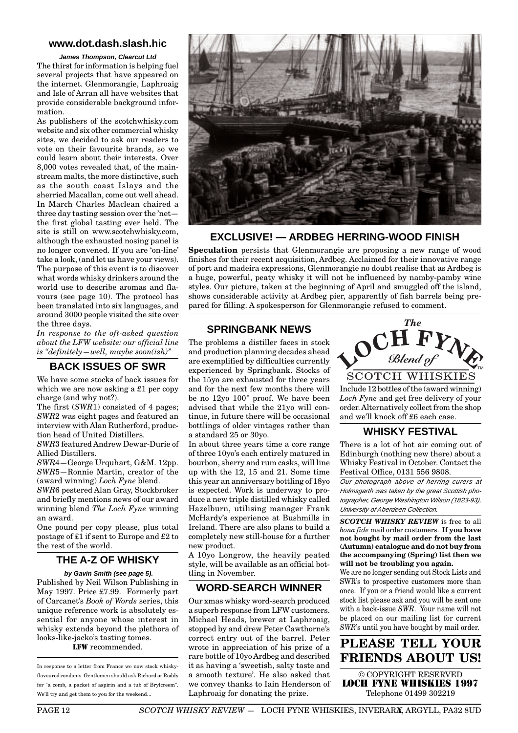## www.dot.dash.slash.hic

***James Thompson, Clearcut Ltd***

The thirst for information is helping fuel several projects that have appeared on the internet. Glenmorangie, Laphroaig and Isle of Arran all have websites that provide considerable background information.

As publishers of the scotchwhisky.com website and six other commercial whisky sites, we decided to ask our readers to vote on their favourite brands, so we could learn about their interests. Over 8,000 votes revealed that, of the mainstream malts, the more distinctive, such as the south coast Islays and the sherried Macallan, come out well ahead. In March Charles Maclean chaired a three day tasting session over the 'net—the first global tasting ever held. The site is still on www.scotchwhisky.com, although the exhausted nosing panel is no longer convened. If you are 'on-line' take a look, (and let us have your views). The purpose of this event is to discover what words whisky drinkers around the world use to describe aromas and flavours (see page 10). The protocol has been translated into six languages, and around 3000 people visited the site over the three days.

*In response to the oft-asked question about the LFW website: our official line is "definitely—well, maybe soon(ish)"*

## BACK ISSUES OF SWR

We have some stocks of back issues for which we are now asking a £1 per copy charge (and why not?).

The first (*SWR*1) consisted of 4 pages; *SWR*2 was eight pages and featured an interview with Alan Rutherford, production head of United Distillers.

*SWR*3 featured Andrew Dewar-Durie of Allied Distillers.

*SWR*4—George Urquhart, G&M. 12pp.

*SWR*5—Ronnie Martin, creator of the (award winning) *Loch Fyne* blend.

*SWR*6 pestered Alan Gray, Stockbroker and briefly mentions news of our award winning blend *The Loch Fyne* winning an award.

One pound per copy please, plus total postage of £1 if sent to Europe and £2 to the rest of the world.

## THE A-Z OF WHISKY

***by Gavin Smith (see page 5).***

Published by Neil Wilson Publishing in May 1997. Price £7.99. Formerly part of Carcanet's *Book of Words* series, this unique reference work is absolutely essential for anyone whose interest in whisky extends beyond the plethora of looks-like-jacko's tasting tomes.

**LFW** recommended.

---

In response to a letter from France we now stock whisky-flavoured condoms. Gentlemen should ask Richard or Roddy for "a comb, a packet of aspirin and a tub of Brylcreem". We'll try and get them to you for the weekend...

## EXCLUSIVE! — ARDBEG HERRING-WOOD FINISH

**Speculation** persists that Glenmorangie are proposing a new range of wood finishes for their recent acquisition, Ardbeg. Acclaimed for their innovative range of port and madeira expressions, Glenmorangie no doubt realise that as Ardbeg is a huge, powerful, peaty whisky it will not be influenced by namby-pamby wine styles. Our picture, taken at the beginning of April and smuggled off the island, shows considerable activity at Ardbeg pier, apparently of fish barrels being prepared for filling. A spokesperson for Glenmorangie refused to comment.

## SPRINGBANK NEWS

The problems a distiller faces in stock and production planning decades ahead are exemplified by difficulties currently experienced by Springbank. Stocks of the 15yo are exhausted for three years and for the next few months there will be no 12yo 100° proof. We have been advised that while the 21yo will continue, in future there will be occasional bottlings of older vintages rather than a standard 25 or 30yo.

In about three years time a core range of three 10yo's each entirely matured in bourbon, sherry and rum casks, will line up with the 12, 15 and 21. Some time this year an anniversary bottling of 18yo is expected. Work is underway to produce a new triple distilled whisky called Hazelburn, utilising manager Frank McHardy's experience at Bushmills in Ireland. There are also plans to build a completely new still-house for a further new product.

A 10yo Longrow, the heavily peated style, will be available as an official bottling in November.

## WORD-SEARCH WINNER

Our xmas whisky word-search produced a superb response from LFW customers. Michael Heads, brewer at Laphroaig, stopped by and drew Peter Cawthorne's correct entry out of the barrel. Peter wrote in appreciation of his prize of a rare bottle of 10yo Ardbeg and described it as having a 'sweetish, salty taste and a smooth texture'. He also asked that we convey thanks to Iain Henderson of Laphroaig for donating the prize.

**The LOCH FYNE Blend of SCOTCH WHISKIES™**

Include 12 bottles of the (award winning) *Loch Fyne* and get free delivery of your order. Alternatively collect from the shop and we'll knock off £6 each case.

## WHISKY FESTIVAL

There is a lot of hot air coming out of Edinburgh (nothing new there) about a Whisky Festival in October. Contact the Festival Office, 0131 556 9808.

*Our photograph above of herring curers at Holmsgarth was taken by the great Scottish photographer, George Washington Wilson (1823-93), University of Aberdeen Collection.*

***SCOTCH WHISKY REVIEW*** is free to all *bona fide* mail order customers. **If you have not bought by mail order from the last (Autumn) catalogue and do not buy from the accompanying (Spring) list then we will not be troubling you again.**

We are no longer sending out Stock Lists and SWR's to prospective customers more than once. If you or a friend would like a current stock list please ask and you will be sent one with a back-issue *SWR*. Your name will not be placed on our mailing list for current *SWR*'s until you have bought by mail order.

## PLEASE TELL YOUR FRIENDS ABOUT US!

© COPYRIGHT RESERVED
**LOCH FYNE WHISKIES 1997**
Telephone 01499 302219